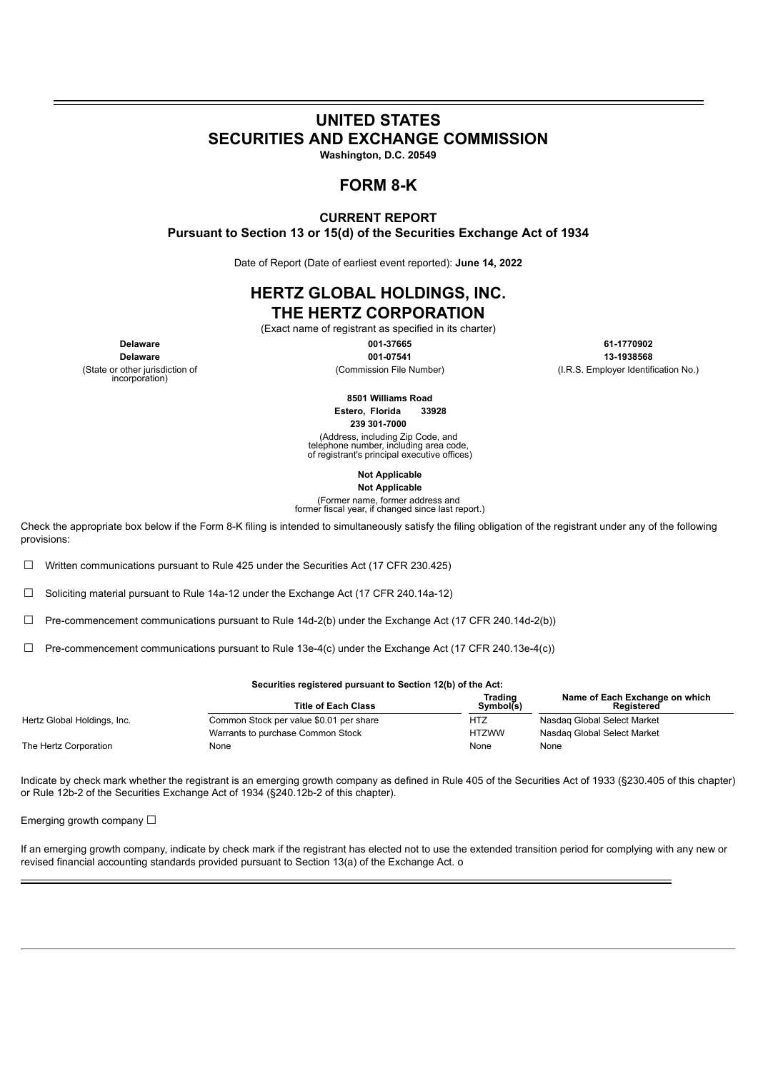# UNITED STATES
# SECURITIES AND EXCHANGE COMMISSION

**Washington, D.C. 20549**

## FORM 8-K

**CURRENT REPORT**
**Pursuant to Section 13 or 15(d) of the Securities Exchange Act of 1934**

Date of Report (Date of earliest event reported): **June 14, 2022**

## HERTZ GLOBAL HOLDINGS, INC.
## THE HERTZ CORPORATION

(Exact name of registrant as specified in its charter)

| | | |
|---|---|---|
| **Delaware** | **001-37665** | **61-1770902** |
| **Delaware** | **001-07541** | **13-1938568** |
| (State or other jurisdiction of incorporation) | (Commission File Number) | (I.R.S. Employer Identification No.) |

**8501 Williams Road**
**Estero, Florida 33928**
**239 301-7000**
(Address, including Zip Code, and telephone number, including area code, of registrant's principal executive offices)

**Not Applicable**
**Not Applicable**
(Former name, former address and former fiscal year, if changed since last report.)

Check the appropriate box below if the Form 8-K filing is intended to simultaneously satisfy the filing obligation of the registrant under any of the following provisions:

☐ Written communications pursuant to Rule 425 under the Securities Act (17 CFR 230.425)

☐ Soliciting material pursuant to Rule 14a-12 under the Exchange Act (17 CFR 240.14a-12)

☐ Pre-commencement communications pursuant to Rule 14d-2(b) under the Exchange Act (17 CFR 240.14d-2(b))

☐ Pre-commencement communications pursuant to Rule 13e-4(c) under the Exchange Act (17 CFR 240.13e-4(c))

**Securities registered pursuant to Section 12(b) of the Act:**

| | Title of Each Class | Trading Symbol(s) | Name of Each Exchange on which Registered |
|---|---|---|---|
| Hertz Global Holdings, Inc. | Common Stock per value $0.01 per share | HTZ | Nasdaq Global Select Market |
| | Warrants to purchase Common Stock | HTZWW | Nasdaq Global Select Market |
| The Hertz Corporation | None | None | None |

Indicate by check mark whether the registrant is an emerging growth company as defined in Rule 405 of the Securities Act of 1933 (§230.405 of this chapter) or Rule 12b-2 of the Securities Exchange Act of 1934 (§240.12b-2 of this chapter).

Emerging growth company ☐

If an emerging growth company, indicate by check mark if the registrant has elected not to use the extended transition period for complying with any new or revised financial accounting standards provided pursuant to Section 13(a) of the Exchange Act. o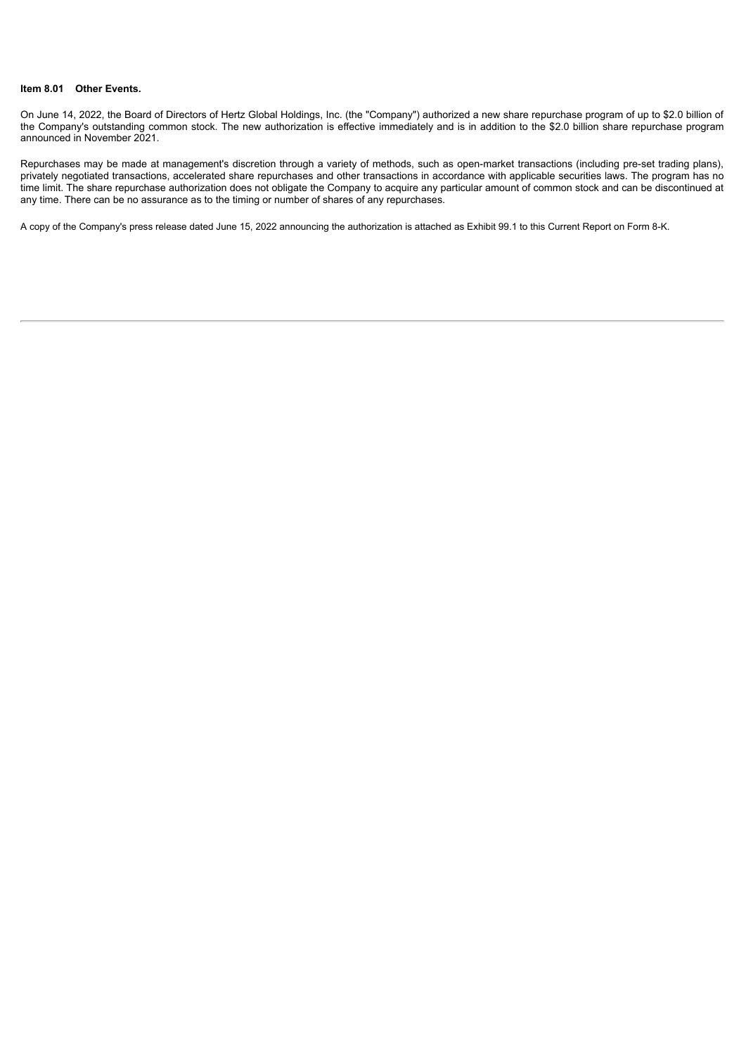**Item 8.01 Other Events.**

On June 14, 2022, the Board of Directors of Hertz Global Holdings, Inc. (the "Company") authorized a new share repurchase program of up to $2.0 billion of the Company's outstanding common stock. The new authorization is effective immediately and is in addition to the $2.0 billion share repurchase program announced in November 2021.

Repurchases may be made at management's discretion through a variety of methods, such as open-market transactions (including pre-set trading plans), privately negotiated transactions, accelerated share repurchases and other transactions in accordance with applicable securities laws. The program has no time limit. The share repurchase authorization does not obligate the Company to acquire any particular amount of common stock and can be discontinued at any time. There can be no assurance as to the timing or number of shares of any repurchases.

A copy of the Company's press release dated June 15, 2022 announcing the authorization is attached as Exhibit 99.1 to this Current Report on Form 8-K.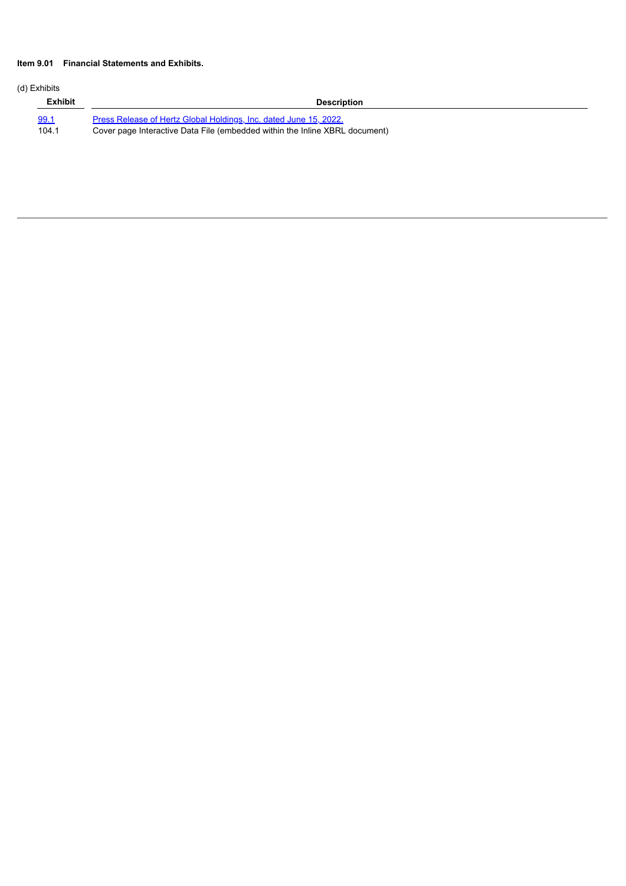**Item 9.01 Financial Statements and Exhibits.**

(d) Exhibits

| Exhibit | Description |
|---|---|
| 99.1 | Press Release of Hertz Global Holdings, Inc. dated June 15, 2022. |
| 104.1 | Cover page Interactive Data File (embedded within the Inline XBRL document) |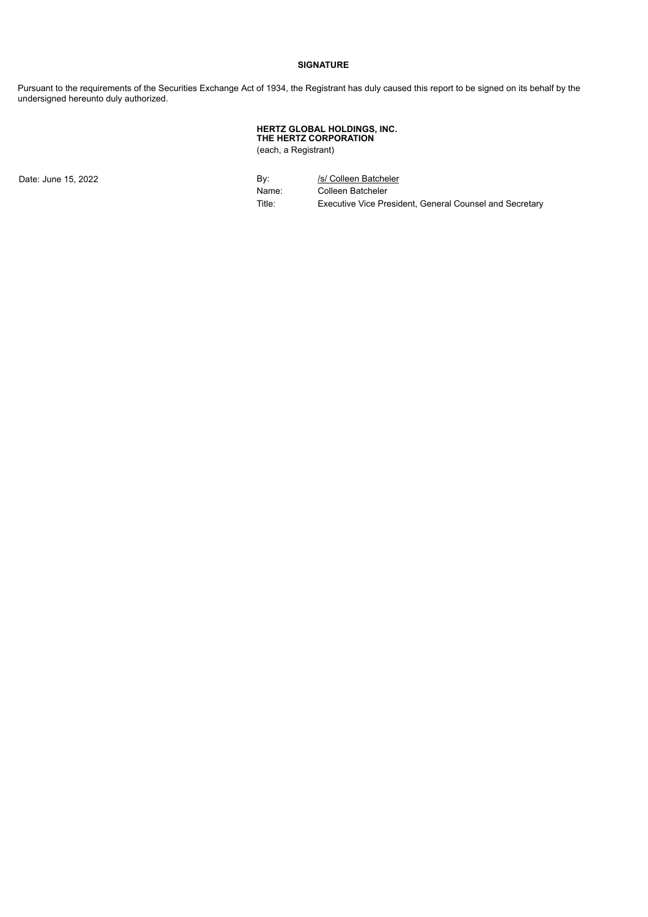**SIGNATURE**

Pursuant to the requirements of the Securities Exchange Act of 1934, the Registrant has duly caused this report to be signed on its behalf by the undersigned hereunto duly authorized.

**HERTZ GLOBAL HOLDINGS, INC.**
**THE HERTZ CORPORATION**
(each, a Registrant)

Date: June 15, 2022

| | |
|---|---|
| By: | /s/ Colleen Batcheler |
| Name: | Colleen Batcheler |
| Title: | Executive Vice President, General Counsel and Secretary |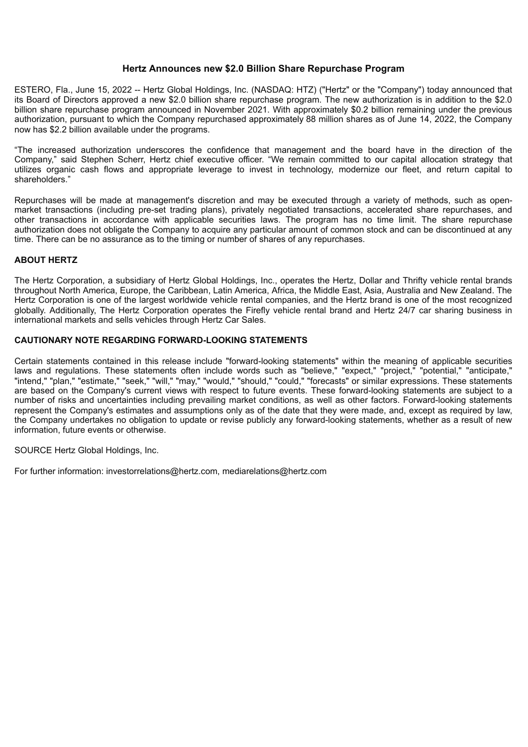# Hertz Announces new $2.0 Billion Share Repurchase Program

ESTERO, Fla., June 15, 2022 -- Hertz Global Holdings, Inc. (NASDAQ: HTZ) ("Hertz" or the "Company") today announced that its Board of Directors approved a new $2.0 billion share repurchase program. The new authorization is in addition to the $2.0 billion share repurchase program announced in November 2021. With approximately $0.2 billion remaining under the previous authorization, pursuant to which the Company repurchased approximately 88 million shares as of June 14, 2022, the Company now has $2.2 billion available under the programs.

"The increased authorization underscores the confidence that management and the board have in the direction of the Company," said Stephen Scherr, Hertz chief executive officer. "We remain committed to our capital allocation strategy that utilizes organic cash flows and appropriate leverage to invest in technology, modernize our fleet, and return capital to shareholders."

Repurchases will be made at management's discretion and may be executed through a variety of methods, such as open-market transactions (including pre-set trading plans), privately negotiated transactions, accelerated share repurchases, and other transactions in accordance with applicable securities laws. The program has no time limit. The share repurchase authorization does not obligate the Company to acquire any particular amount of common stock and can be discontinued at any time. There can be no assurance as to the timing or number of shares of any repurchases.

## ABOUT HERTZ

The Hertz Corporation, a subsidiary of Hertz Global Holdings, Inc., operates the Hertz, Dollar and Thrifty vehicle rental brands throughout North America, Europe, the Caribbean, Latin America, Africa, the Middle East, Asia, Australia and New Zealand. The Hertz Corporation is one of the largest worldwide vehicle rental companies, and the Hertz brand is one of the most recognized globally. Additionally, The Hertz Corporation operates the Firefly vehicle rental brand and Hertz 24/7 car sharing business in international markets and sells vehicles through Hertz Car Sales.

## CAUTIONARY NOTE REGARDING FORWARD-LOOKING STATEMENTS

Certain statements contained in this release include "forward-looking statements" within the meaning of applicable securities laws and regulations. These statements often include words such as "believe," "expect," "project," "potential," "anticipate," "intend," "plan," "estimate," "seek," "will," "may," "would," "should," "could," "forecasts" or similar expressions. These statements are based on the Company's current views with respect to future events. These forward-looking statements are subject to a number of risks and uncertainties including prevailing market conditions, as well as other factors. Forward-looking statements represent the Company's estimates and assumptions only as of the date that they were made, and, except as required by law, the Company undertakes no obligation to update or revise publicly any forward-looking statements, whether as a result of new information, future events or otherwise.

SOURCE Hertz Global Holdings, Inc.

For further information: investorrelations@hertz.com, mediarelations@hertz.com